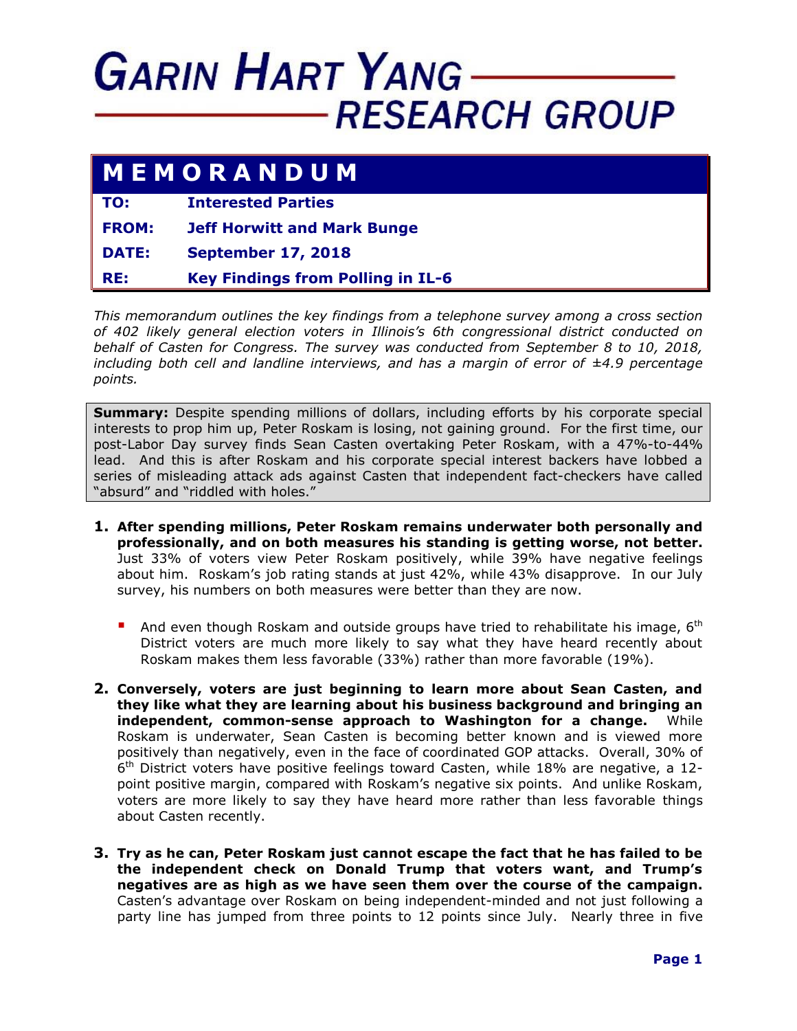# GARIN HART YANG RESEARCH GROUP

## MEMORANDUM

| | |
|---|---|
| **TO:** | **Interested Parties** |
| **FROM:** | **Jeff Horwitt and Mark Bunge** |
| **DATE:** | **September 17, 2018** |
| **RE:** | **Key Findings from Polling in IL-6** |

*This memorandum outlines the key findings from a telephone survey among a cross section of 402 likely general election voters in Illinois's 6th congressional district conducted on behalf of Casten for Congress. The survey was conducted from September 8 to 10, 2018, including both cell and landline interviews, and has a margin of error of ±4.9 percentage points.*

**Summary:** Despite spending millions of dollars, including efforts by his corporate special interests to prop him up, Peter Roskam is losing, not gaining ground. For the first time, our post-Labor Day survey finds Sean Casten overtaking Peter Roskam, with a 47%-to-44% lead. And this is after Roskam and his corporate special interest backers have lobbed a series of misleading attack ads against Casten that independent fact-checkers have called "absurd" and "riddled with holes."

1. **After spending millions, Peter Roskam remains underwater both personally and professionally, and on both measures his standing is getting worse, not better.** Just 33% of voters view Peter Roskam positively, while 39% have negative feelings about him. Roskam's job rating stands at just 42%, while 43% disapprove. In our July survey, his numbers on both measures were better than they are now.

   - And even though Roskam and outside groups have tried to rehabilitate his image, 6th District voters are much more likely to say what they have heard recently about Roskam makes them less favorable (33%) rather than more favorable (19%).

2. **Conversely, voters are just beginning to learn more about Sean Casten, and they like what they are learning about his business background and bringing an independent, common-sense approach to Washington for a change.** While Roskam is underwater, Sean Casten is becoming better known and is viewed more positively than negatively, even in the face of coordinated GOP attacks. Overall, 30% of 6th District voters have positive feelings toward Casten, while 18% are negative, a 12-point positive margin, compared with Roskam's negative six points. And unlike Roskam, voters are more likely to say they have heard more rather than less favorable things about Casten recently.

3. **Try as he can, Peter Roskam just cannot escape the fact that he has failed to be the independent check on Donald Trump that voters want, and Trump's negatives are as high as we have seen them over the course of the campaign.** Casten's advantage over Roskam on being independent-minded and not just following a party line has jumped from three points to 12 points since July. Nearly three in five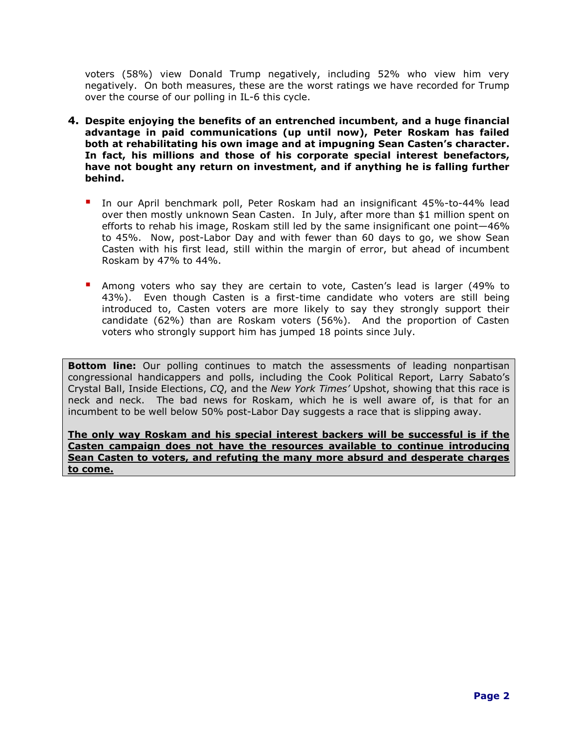voters (58%) view Donald Trump negatively, including 52% who view him very negatively. On both measures, these are the worst ratings we have recorded for Trump over the course of our polling in IL-6 this cycle.

4. **Despite enjoying the benefits of an entrenched incumbent, and a huge financial advantage in paid communications (up until now), Peter Roskam has failed both at rehabilitating his own image and at impugning Sean Casten's character. In fact, his millions and those of his corporate special interest benefactors, have not bought any return on investment, and if anything he is falling further behind.**

   - In our April benchmark poll, Peter Roskam had an insignificant 45%-to-44% lead over then mostly unknown Sean Casten. In July, after more than $1 million spent on efforts to rehab his image, Roskam still led by the same insignificant one point—46% to 45%. Now, post-Labor Day and with fewer than 60 days to go, we show Sean Casten with his first lead, still within the margin of error, but ahead of incumbent Roskam by 47% to 44%.

   - Among voters who say they are certain to vote, Casten's lead is larger (49% to 43%). Even though Casten is a first-time candidate who voters are still being introduced to, Casten voters are more likely to say they strongly support their candidate (62%) than are Roskam voters (56%). And the proportion of Casten voters who strongly support him has jumped 18 points since July.

**Bottom line:** Our polling continues to match the assessments of leading nonpartisan congressional handicappers and polls, including the Cook Political Report, Larry Sabato's Crystal Ball, Inside Elections, *CQ*, and the *New York Times'* Upshot, showing that this race is neck and neck. The bad news for Roskam, which he is well aware of, is that for an incumbent to be well below 50% post-Labor Day suggests a race that is slipping away.

<u>**The only way Roskam and his special interest backers will be successful is if the Casten campaign does not have the resources available to continue introducing Sean Casten to voters, and refuting the many more absurd and desperate charges to come.**</u>